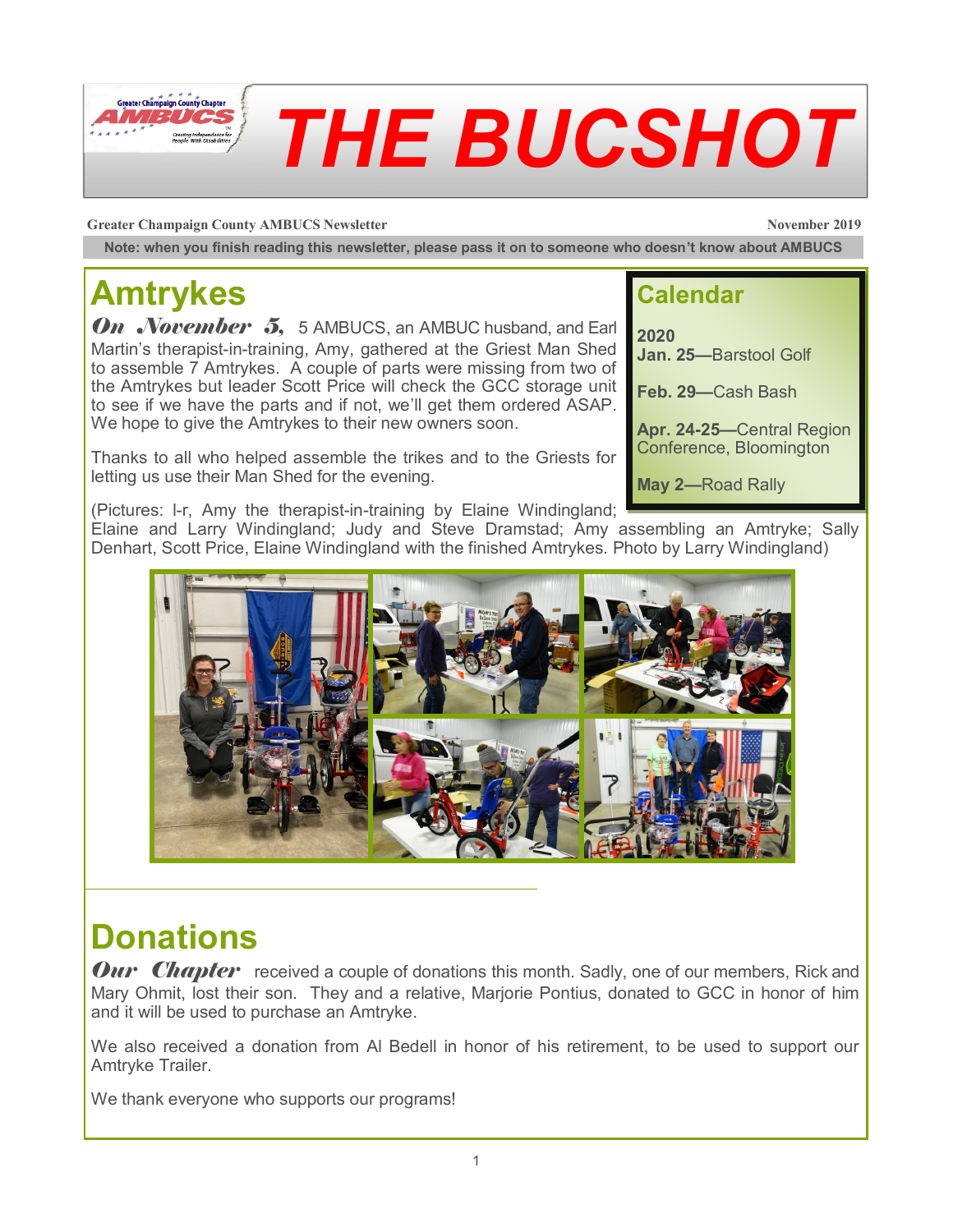# THE BUCSHOT

**Greater Champaign County AMBUCS Newsletter** — **November 2019**

**Note: when you finish reading this newsletter, please pass it on to someone who doesn't know about AMBUCS**

## Amtrykes

***On November 5,*** 5 AMBUCS, an AMBUC husband, and Earl Martin's therapist-in-training, Amy, gathered at the Griest Man Shed to assemble 7 Amtrykes. A couple of parts were missing from two of the Amtrykes but leader Scott Price will check the GCC storage unit to see if we have the parts and if not, we'll get them ordered ASAP. We hope to give the Amtrykes to their new owners soon.

Thanks to all who helped assemble the trikes and to the Griests for letting us use their Man Shed for the evening.

(Pictures: l-r, Amy the therapist-in-training by Elaine Windingland; Elaine and Larry Windingland; Judy and Steve Dramstad; Amy assembling an Amtryke; Sally Denhart, Scott Price, Elaine Windingland with the finished Amtrykes. Photo by Larry Windingland)

## Calendar

**2020**

**Jan. 25**—Barstool Golf

**Feb. 29**—Cash Bash

**Apr. 24-25**—Central Region Conference, Bloomington

**May 2**—Road Rally

## Donations

***Our Chapter*** received a couple of donations this month. Sadly, one of our members, Rick and Mary Ohmit, lost their son. They and a relative, Marjorie Pontius, donated to GCC in honor of him and it will be used to purchase an Amtryke.

We also received a donation from Al Bedell in honor of his retirement, to be used to support our Amtryke Trailer.

We thank everyone who supports our programs!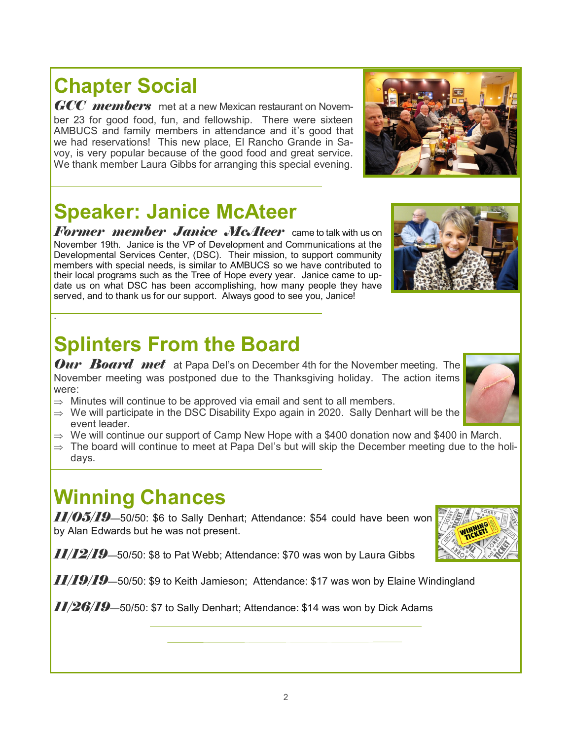## Chapter Social

***GCC members*** met at a new Mexican restaurant on November 23 for good food, fun, and fellowship. There were sixteen AMBUCS and family members in attendance and it's good that we had reservations! This new place, El Rancho Grande in Savoy, is very popular because of the good food and great service. We thank member Laura Gibbs for arranging this special evening.

## Speaker: Janice McAteer

***Former member Janice McAteer*** came to talk with us on November 19th. Janice is the VP of Development and Communications at the Developmental Services Center, (DSC). Their mission, to support community members with special needs, is similar to AMBUCS so we have contributed to their local programs such as the Tree of Hope every year. Janice came to update us on what DSC has been accomplishing, how many people they have served, and to thank us for our support. Always good to see you, Janice!

.

## Splinters From the Board

***Our Board met*** at Papa Del's on December 4th for the November meeting. The November meeting was postponed due to the Thanksgiving holiday. The action items were:

⇒ Minutes will continue to be approved via email and sent to all members.
⇒ We will participate in the DSC Disability Expo again in 2020. Sally Denhart will be the event leader.
⇒ We will continue our support of Camp New Hope with a $400 donation now and $400 in March.
⇒ The board will continue to meet at Papa Del's but will skip the December meeting due to the holidays.

## Winning Chances

***11/05/19***—50/50: $6 to Sally Denhart; Attendance: $54 could have been won by Alan Edwards but he was not present.

***11/12/19***—50/50: $8 to Pat Webb; Attendance: $70 was won by Laura Gibbs

***11/19/19***—50/50: $9 to Keith Jamieson; Attendance: $17 was won by Elaine Windingland

***11/26/19***—50/50: $7 to Sally Denhart; Attendance: $14 was won by Dick Adams